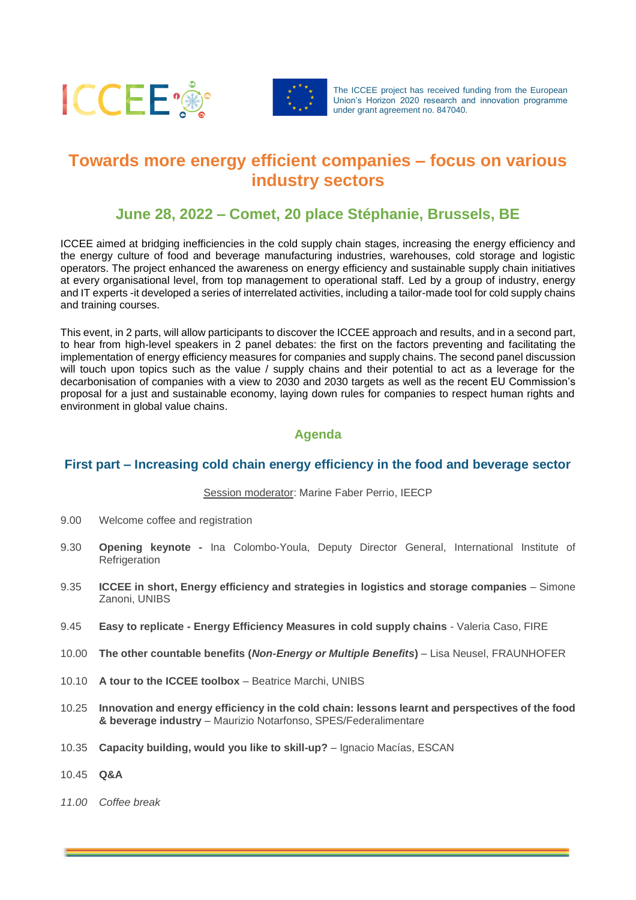ICCEE

The ICCEE project has received funding from the European Union's Horizon 2020 research and innovation programme under grant agreement no. 847040.

# Towards more energy efficient companies – focus on various industry sectors

## June 28, 2022 – Comet, 20 place Stéphanie, Brussels, BE

ICCEE aimed at bridging inefficiencies in the cold supply chain stages, increasing the energy efficiency and the energy culture of food and beverage manufacturing industries, warehouses, cold storage and logistic operators. The project enhanced the awareness on energy efficiency and sustainable supply chain initiatives at every organisational level, from top management to operational staff. Led by a group of industry, energy and IT experts -it developed a series of interrelated activities, including a tailor-made tool for cold supply chains and training courses.

This event, in 2 parts, will allow participants to discover the ICCEE approach and results, and in a second part, to hear from high-level speakers in 2 panel debates: the first on the factors preventing and facilitating the implementation of energy efficiency measures for companies and supply chains. The second panel discussion will touch upon topics such as the value / supply chains and their potential to act as a leverage for the decarbonisation of companies with a view to 2030 and 2030 targets as well as the recent EU Commission's proposal for a just and sustainable economy, laying down rules for companies to respect human rights and environment in global value chains.

## Agenda

### First part – Increasing cold chain energy efficiency in the food and beverage sector

Session moderator: Marine Faber Perrio, IEECP

9.00 Welcome coffee and registration

9.30 **Opening keynote -** Ina Colombo-Youla, Deputy Director General, International Institute of Refrigeration

9.35 **ICCEE in short, Energy efficiency and strategies in logistics and storage companies** – Simone Zanoni, UNIBS

9.45 **Easy to replicate - Energy Efficiency Measures in cold supply chains** - Valeria Caso, FIRE

10.00 **The other countable benefits (*Non-Energy or Multiple Benefits*)** – Lisa Neusel, FRAUNHOFER

10.10 **A tour to the ICCEE toolbox** – Beatrice Marchi, UNIBS

10.25 **Innovation and energy efficiency in the cold chain: lessons learnt and perspectives of the food & beverage industry** – Maurizio Notarfonso, SPES/Federalimentare

10.35 **Capacity building, would you like to skill-up?** – Ignacio Macías, ESCAN

10.45 **Q&A**

*11.00 Coffee break*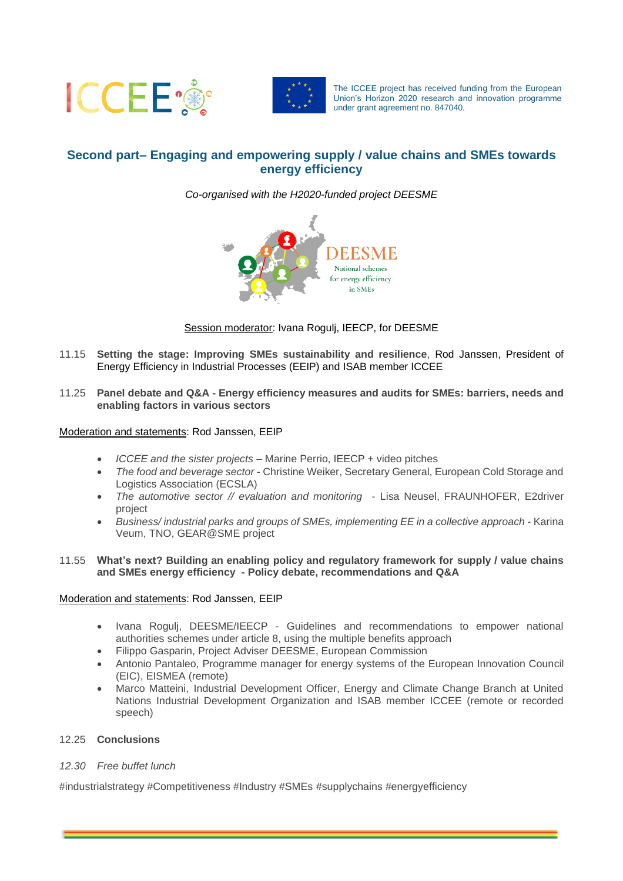The ICCEE project has received funding from the European Union's Horizon 2020 research and innovation programme under grant agreement no. 847040.

## Second part– Engaging and empowering supply / value chains and SMEs towards energy efficiency

*Co-organised with the H2020-funded project DEESME*

DEESME
National schemes for energy efficiency in SMEs

Session moderator: Ivana Rogulj, IEECP, for DEESME

11.15 **Setting the stage: Improving SMEs sustainability and resilience**, Rod Janssen, President of Energy Efficiency in Industrial Processes (EEIP) and ISAB member ICCEE

11.25 **Panel debate and Q&A - Energy efficiency measures and audits for SMEs: barriers, needs and enabling factors in various sectors**

Moderation and statements: Rod Janssen, EEIP

- *ICCEE and the sister projects* – Marine Perrio, IEECP + video pitches
- *The food and beverage sector* - Christine Weiker, Secretary General, European Cold Storage and Logistics Association (ECSLA)
- *The automotive sector // evaluation and monitoring* - Lisa Neusel, FRAUNHOFER, E2driver project
- *Business/ industrial parks and groups of SMEs, implementing EE in a collective approach* - Karina Veum, TNO, GEAR@SME project

11.55 **What's next? Building an enabling policy and regulatory framework for supply / value chains and SMEs energy efficiency - Policy debate, recommendations and Q&A**

Moderation and statements: Rod Janssen, EEIP

- Ivana Rogulj, DEESME/IEECP - Guidelines and recommendations to empower national authorities schemes under article 8, using the multiple benefits approach
- Filippo Gasparin, Project Adviser DEESME, European Commission
- Antonio Pantaleo, Programme manager for energy systems of the European Innovation Council (EIC), EISMEA (remote)
- Marco Matteini, Industrial Development Officer, Energy and Climate Change Branch at United Nations Industrial Development Organization and ISAB member ICCEE (remote or recorded speech)

12.25 **Conclusions**

*12.30 Free buffet lunch*

#industrialstrategy #Competitiveness #Industry #SMEs #supplychains #energyefficiency